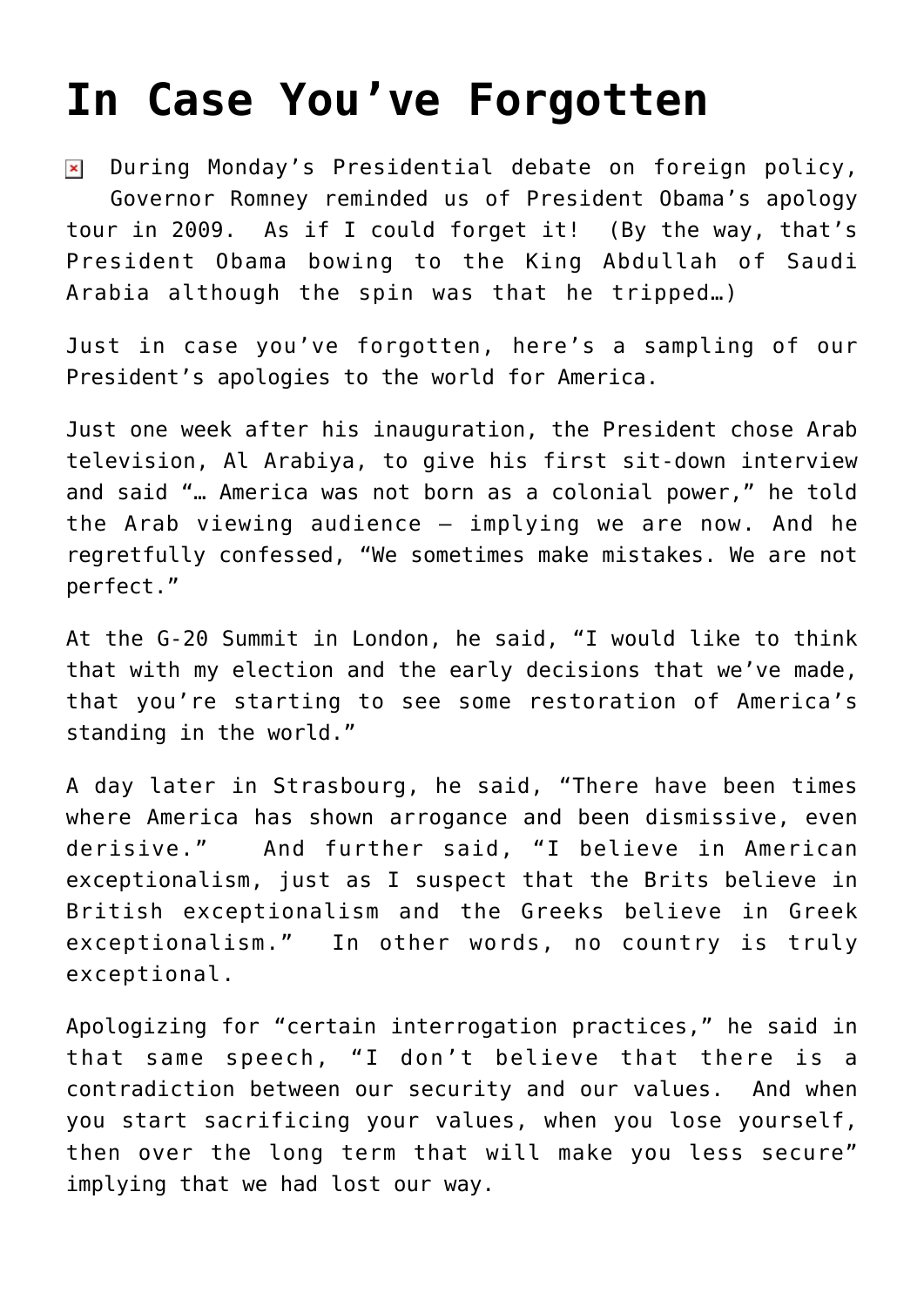# In Case You've Forgotten

During Monday's Presidential debate on foreign policy, Governor Romney reminded us of President Obama's apology tour in 2009. As if I could forget it! (By the way, that's President Obama bowing to the King Abdullah of Saudi Arabia although the spin was that he tripped…)

Just in case you've forgotten, here's a sampling of our President's apologies to the world for America.

Just one week after his inauguration, the President chose Arab television, Al Arabiya, to give his first sit-down interview and said "… America was not born as a colonial power," he told the Arab viewing audience – implying we are now. And he regretfully confessed, "We sometimes make mistakes. We are not perfect."

At the G-20 Summit in London, he said, "I would like to think that with my election and the early decisions that we've made, that you're starting to see some restoration of America's standing in the world."

A day later in Strasbourg, he said, "There have been times where America has shown arrogance and been dismissive, even derisive." And further said, "I believe in American exceptionalism, just as I suspect that the Brits believe in British exceptionalism and the Greeks believe in Greek exceptionalism." In other words, no country is truly exceptional.

Apologizing for "certain interrogation practices," he said in that same speech, "I don't believe that there is a contradiction between our security and our values. And when you start sacrificing your values, when you lose yourself, then over the long term that will make you less secure" implying that we had lost our way.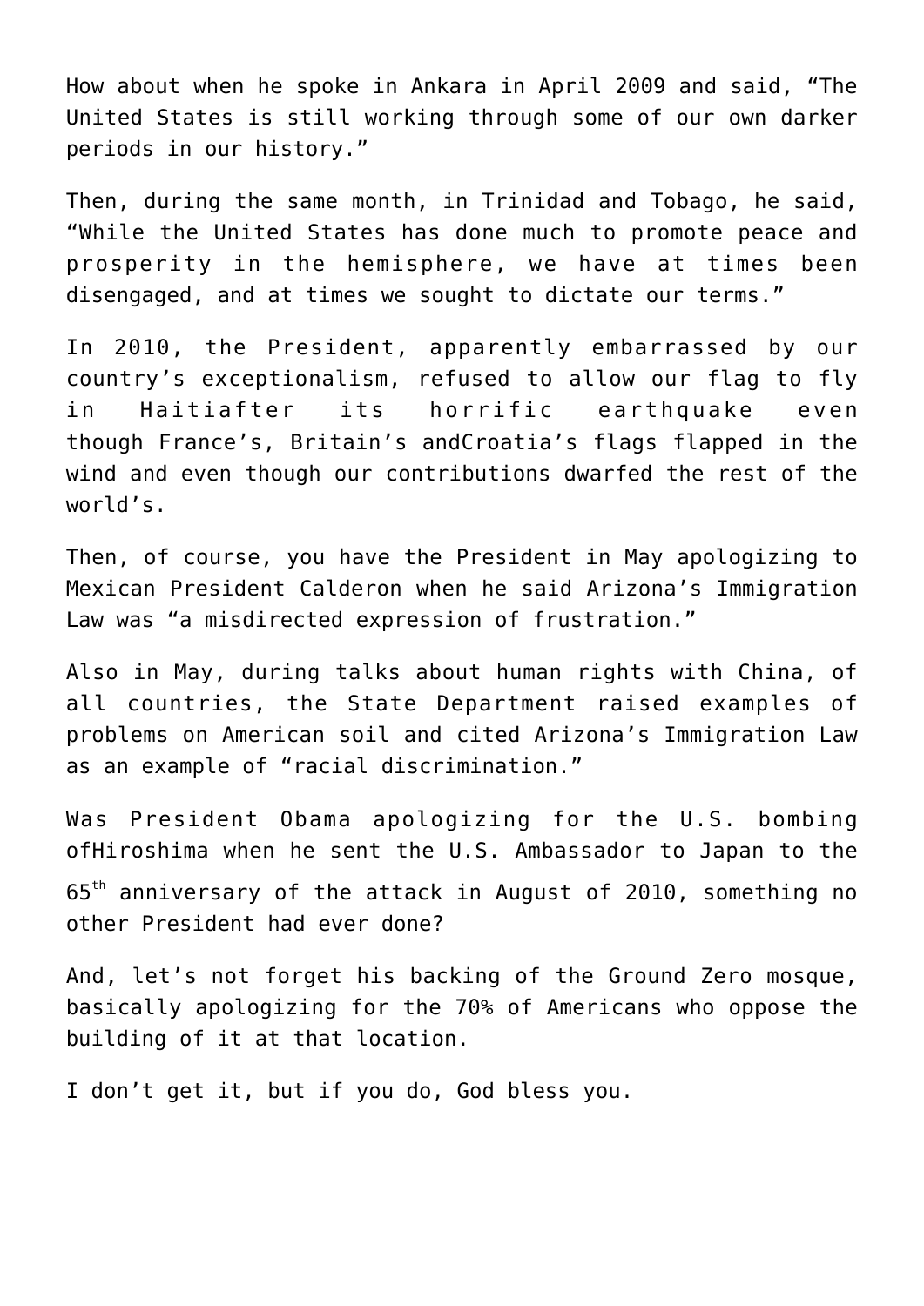How about when he spoke in Ankara in April 2009 and said, “The United States is still working through some of our own darker periods in our history.”

Then, during the same month, in Trinidad and Tobago, he said, “While the United States has done much to promote peace and prosperity in the hemisphere, we have at times been disengaged, and at times we sought to dictate our terms.”

In 2010, the President, apparently embarrassed by our country’s exceptionalism, refused to allow our flag to fly in Haitiafter its horrific earthquake even though France’s, Britain’s andCroatia’s flags flapped in the wind and even though our contributions dwarfed the rest of the world’s.

Then, of course, you have the President in May apologizing to Mexican President Calderon when he said Arizona’s Immigration Law was “a misdirected expression of frustration.”

Also in May, during talks about human rights with China, of all countries, the State Department raised examples of problems on American soil and cited Arizona’s Immigration Law as an example of “racial discrimination.”

Was President Obama apologizing for the U.S. bombing ofHiroshima when he sent the U.S. Ambassador to Japan to the 65th anniversary of the attack in August of 2010, something no other President had ever done?

And, let’s not forget his backing of the Ground Zero mosque, basically apologizing for the 70% of Americans who oppose the building of it at that location.

I don’t get it, but if you do, God bless you.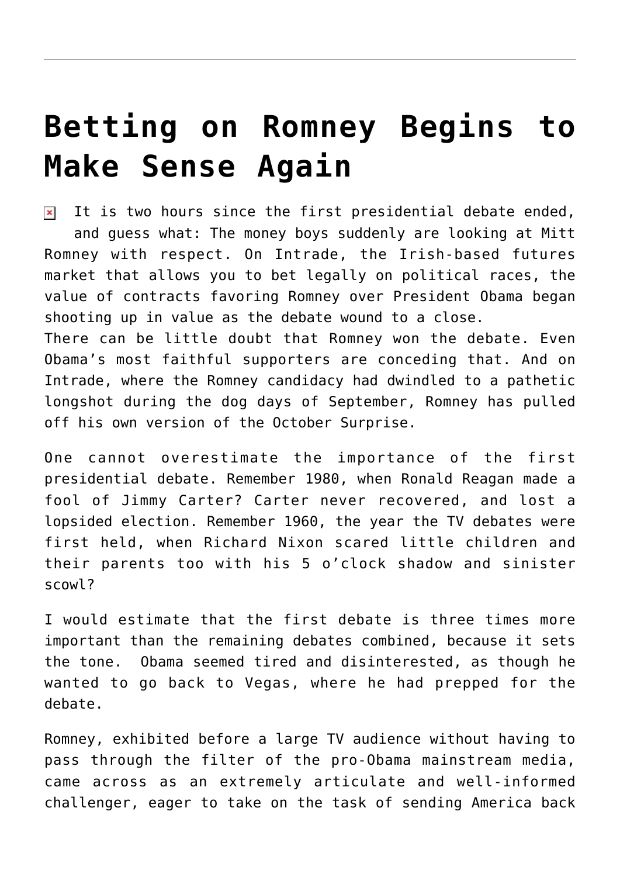# Betting on Romney Begins to Make Sense Again

It is two hours since the first presidential debate ended, and guess what: The money boys suddenly are looking at Mitt Romney with respect. On Intrade, the Irish-based futures market that allows you to bet legally on political races, the value of contracts favoring Romney over President Obama began shooting up in value as the debate wound to a close.
There can be little doubt that Romney won the debate. Even Obama's most faithful supporters are conceding that. And on Intrade, where the Romney candidacy had dwindled to a pathetic longshot during the dog days of September, Romney has pulled off his own version of the October Surprise.

One cannot overestimate the importance of the first presidential debate. Remember 1980, when Ronald Reagan made a fool of Jimmy Carter? Carter never recovered, and lost a lopsided election. Remember 1960, the year the TV debates were first held, when Richard Nixon scared little children and their parents too with his 5 o'clock shadow and sinister scowl?

I would estimate that the first debate is three times more important than the remaining debates combined, because it sets the tone. Obama seemed tired and disinterested, as though he wanted to go back to Vegas, where he had prepped for the debate.

Romney, exhibited before a large TV audience without having to pass through the filter of the pro-Obama mainstream media, came across as an extremely articulate and well-informed challenger, eager to take on the task of sending America back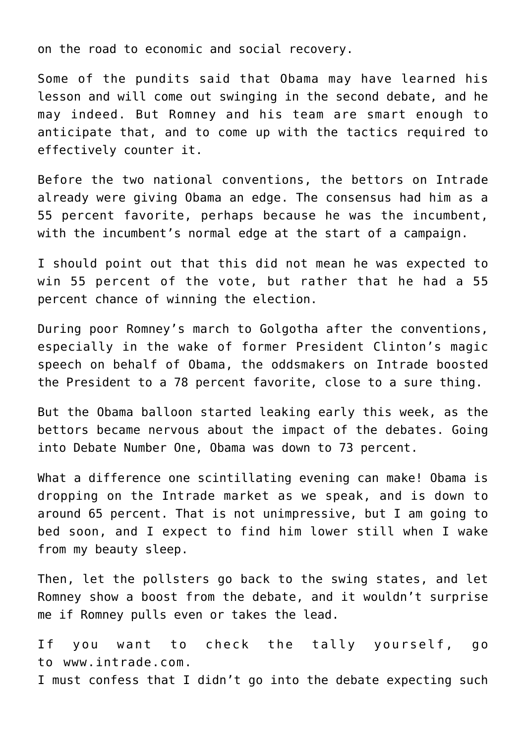on the road to economic and social recovery.

Some of the pundits said that Obama may have learned his lesson and will come out swinging in the second debate, and he may indeed. But Romney and his team are smart enough to anticipate that, and to come up with the tactics required to effectively counter it.

Before the two national conventions, the bettors on Intrade already were giving Obama an edge. The consensus had him as a 55 percent favorite, perhaps because he was the incumbent, with the incumbent's normal edge at the start of a campaign.

I should point out that this did not mean he was expected to win 55 percent of the vote, but rather that he had a 55 percent chance of winning the election.

During poor Romney's march to Golgotha after the conventions, especially in the wake of former President Clinton's magic speech on behalf of Obama, the oddsmakers on Intrade boosted the President to a 78 percent favorite, close to a sure thing.

But the Obama balloon started leaking early this week, as the bettors became nervous about the impact of the debates. Going into Debate Number One, Obama was down to 73 percent.

What a difference one scintillating evening can make! Obama is dropping on the Intrade market as we speak, and is down to around 65 percent. That is not unimpressive, but I am going to bed soon, and I expect to find him lower still when I wake from my beauty sleep.

Then, let the pollsters go back to the swing states, and let Romney show a boost from the debate, and it wouldn't surprise me if Romney pulls even or takes the lead.

If you want to check the tally yourself, go to www.intrade.com.
I must confess that I didn't go into the debate expecting such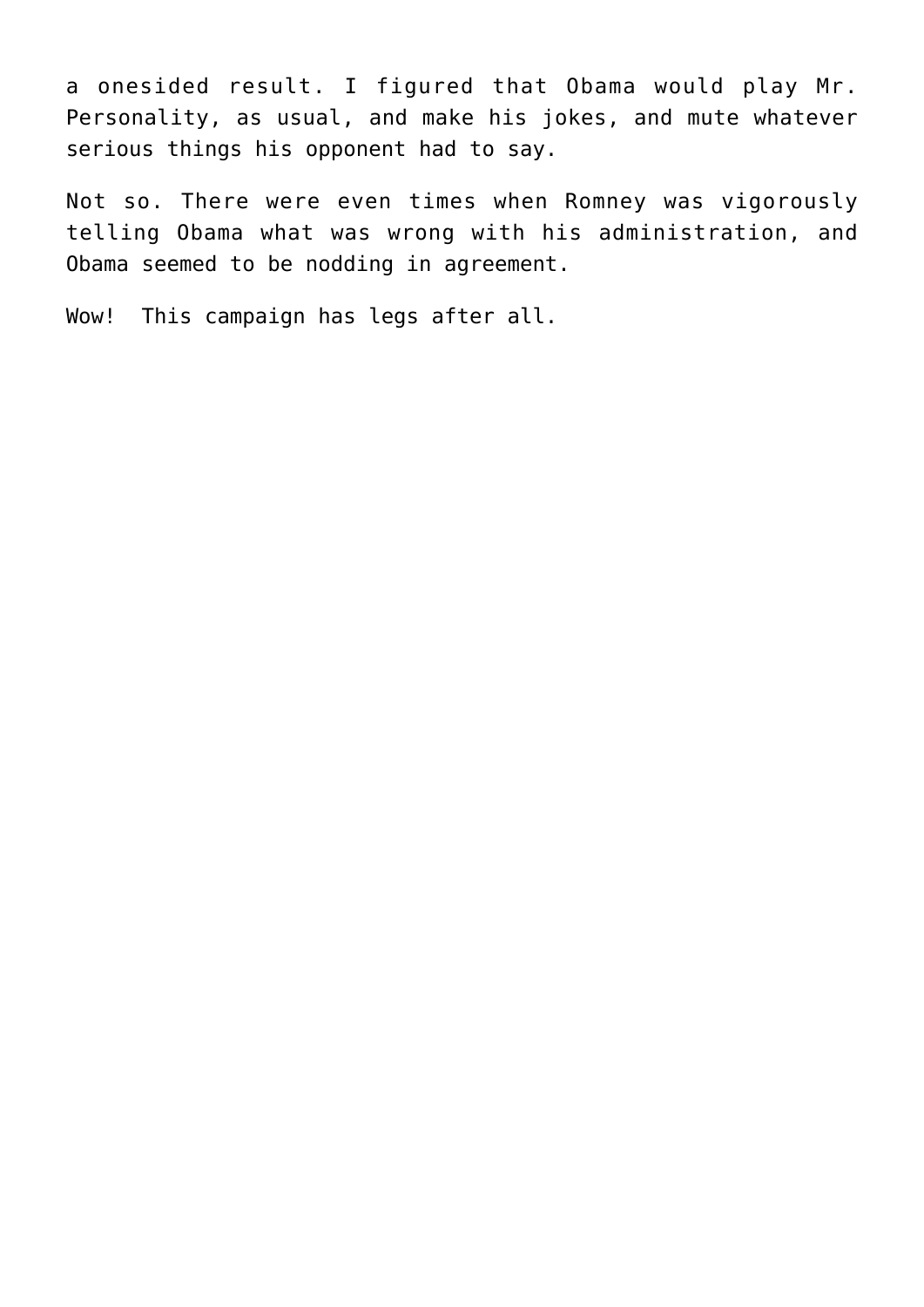a onesided result. I figured that Obama would play Mr. Personality, as usual, and make his jokes, and mute whatever serious things his opponent had to say.

Not so. There were even times when Romney was vigorously telling Obama what was wrong with his administration, and Obama seemed to be nodding in agreement.

Wow! This campaign has legs after all.